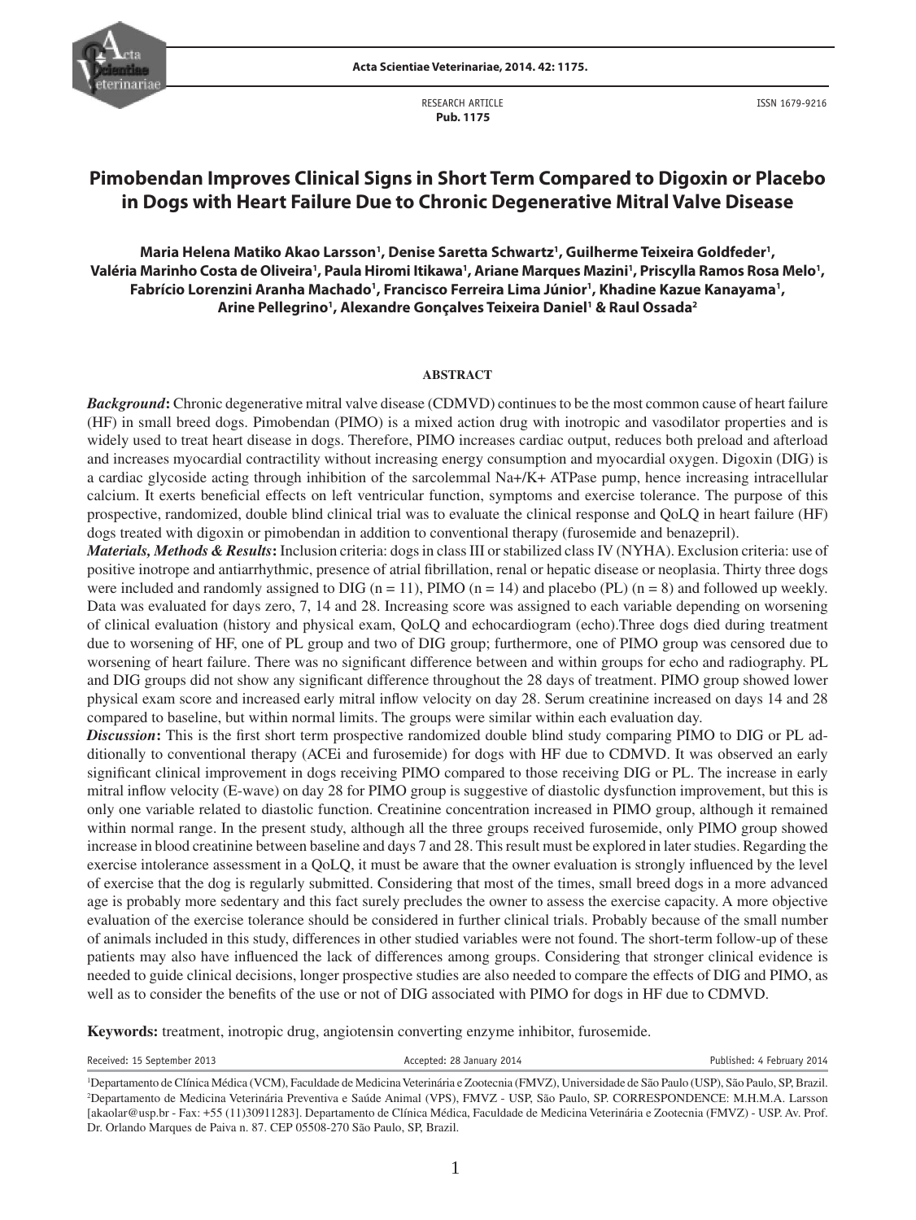RESEARCH ARTICLE
**Pub. 1175**

ISSN 1679-9216

# Pimobendan Improves Clinical Signs in Short Term Compared to Digoxin or Placebo in Dogs with Heart Failure Due to Chronic Degenerative Mitral Valve Disease

**Maria Helena Matiko Akao Larsson[1], Denise Saretta Schwartz[1], Guilherme Teixeira Goldfeder[1], Valéria Marinho Costa de Oliveira[1], Paula Hiromi Itikawa[1], Ariane Marques Mazini[1], Priscylla Ramos Rosa Melo[1], Fabrício Lorenzini Aranha Machado[1], Francisco Ferreira Lima Júnior[1], Khadine Kazue Kanayama[1], Arine Pellegrino[1], Alexandre Gonçalves Teixeira Daniel[1] & Raul Ossada[2]**

## ABSTRACT

***Background*:** Chronic degenerative mitral valve disease (CDMVD) continues to be the most common cause of heart failure (HF) in small breed dogs. Pimobendan (PIMO) is a mixed action drug with inotropic and vasodilator properties and is widely used to treat heart disease in dogs. Therefore, PIMO increases cardiac output, reduces both preload and afterload and increases myocardial contractility without increasing energy consumption and myocardial oxygen. Digoxin (DIG) is a cardiac glycoside acting through inhibition of the sarcolemmal $Na^+/K^+$ ATPase pump, hence increasing intracellular calcium. It exerts beneficial effects on left ventricular function, symptoms and exercise tolerance. The purpose of this prospective, randomized, double blind clinical trial was to evaluate the clinical response and QoLQ in heart failure (HF) dogs treated with digoxin or pimobendan in addition to conventional therapy (furosemide and benazepril).

***Materials, Methods & Results*:** Inclusion criteria: dogs in class III or stabilized class IV (NYHA). Exclusion criteria: use of positive inotrope and antiarrhythmic, presence of atrial fibrillation, renal or hepatic disease or neoplasia. Thirty three dogs were included and randomly assigned to DIG (n = 11), PIMO (n = 14) and placebo (PL) (n = 8) and followed up weekly. Data was evaluated for days zero, 7, 14 and 28. Increasing score was assigned to each variable depending on worsening of clinical evaluation (history and physical exam, QoLQ and echocardiogram (echo).Three dogs died during treatment due to worsening of HF, one of PL group and two of DIG group; furthermore, one of PIMO group was censored due to worsening of heart failure. There was no significant difference between and within groups for echo and radiography. PL and DIG groups did not show any significant difference throughout the 28 days of treatment. PIMO group showed lower physical exam score and increased early mitral inflow velocity on day 28. Serum creatinine increased on days 14 and 28 compared to baseline, but within normal limits. The groups were similar within each evaluation day.

***Discussion*:** This is the first short term prospective randomized double blind study comparing PIMO to DIG or PL additionally to conventional therapy (ACEi and furosemide) for dogs with HF due to CDMVD. It was observed an early significant clinical improvement in dogs receiving PIMO compared to those receiving DIG or PL. The increase in early mitral inflow velocity (E-wave) on day 28 for PIMO group is suggestive of diastolic dysfunction improvement, but this is only one variable related to diastolic function. Creatinine concentration increased in PIMO group, although it remained within normal range. In the present study, although all the three groups received furosemide, only PIMO group showed increase in blood creatinine between baseline and days 7 and 28. This result must be explored in later studies. Regarding the exercise intolerance assessment in a QoLQ, it must be aware that the owner evaluation is strongly influenced by the level of exercise that the dog is regularly submitted. Considering that most of the times, small breed dogs in a more advanced age is probably more sedentary and this fact surely precludes the owner to assess the exercise capacity. A more objective evaluation of the exercise tolerance should be considered in further clinical trials. Probably because of the small number of animals included in this study, differences in other studied variables were not found. The short-term follow-up of these patients may also have influenced the lack of differences among groups. Considering that stronger clinical evidence is needed to guide clinical decisions, longer prospective studies are also needed to compare the effects of DIG and PIMO, as well as to consider the benefits of the use or not of DIG associated with PIMO for dogs in HF due to CDMVD.

**Keywords:** treatment, inotropic drug, angiotensin converting enzyme inhibitor, furosemide.

Received: 15 September 2013 | Accepted: 28 January 2014 | Published: 4 February 2014

[1]Departamento de Clínica Médica (VCM), Faculdade de Medicina Veterinária e Zootecnia (FMVZ), Universidade de São Paulo (USP), São Paulo, SP, Brazil. [2]Departamento de Medicina Veterinária Preventiva e Saúde Animal (VPS), FMVZ - USP, São Paulo, SP. CORRESPONDENCE: M.H.M.A. Larsson [akaolar@usp.br - Fax: +55 (11)30911283]. Departamento de Clínica Médica, Faculdade de Medicina Veterinária e Zootecnia (FMVZ) - USP. Av. Prof. Dr. Orlando Marques de Paiva n. 87. CEP 05508-270 São Paulo, SP, Brazil.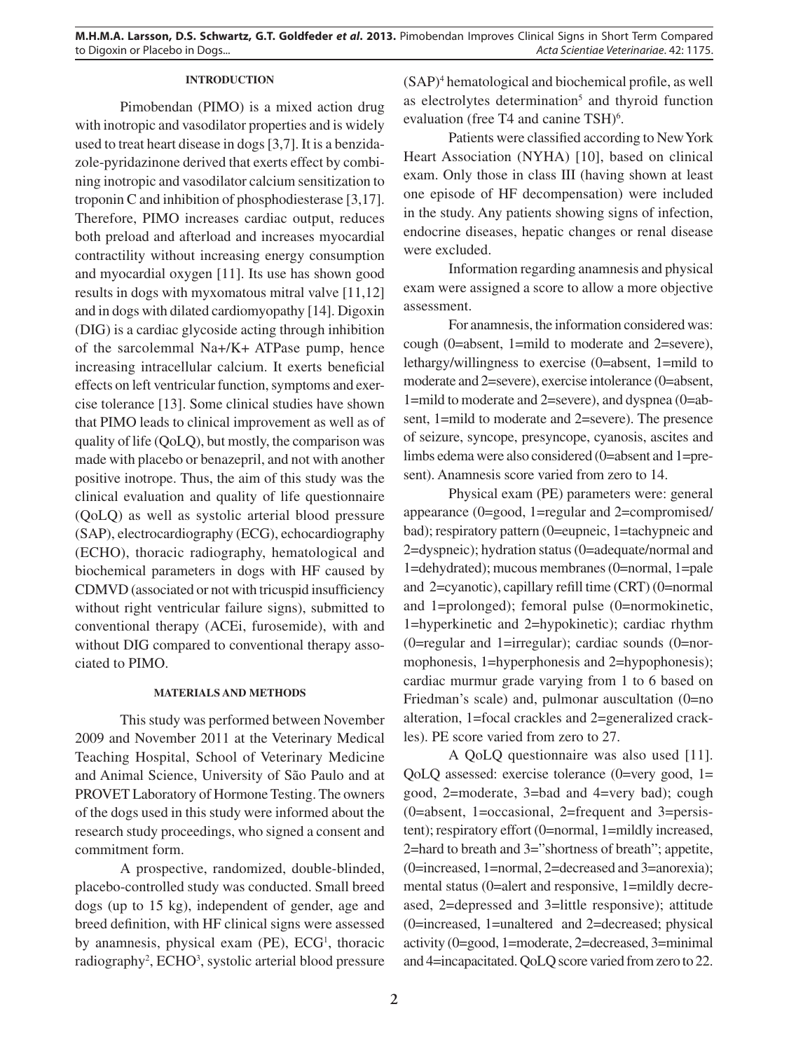## INTRODUCTION

Pimobendan (PIMO) is a mixed action drug with inotropic and vasodilator properties and is widely used to treat heart disease in dogs [3,7]. It is a benzidazole-pyridazinone derived that exerts effect by combining inotropic and vasodilator calcium sensitization to troponin C and inhibition of phosphodiesterase [3,17]. Therefore, PIMO increases cardiac output, reduces both preload and afterload and increases myocardial contractility without increasing energy consumption and myocardial oxygen [11]. Its use has shown good results in dogs with myxomatous mitral valve [11,12] and in dogs with dilated cardiomyopathy [14]. Digoxin (DIG) is a cardiac glycoside acting through inhibition of the sarcolemmal $Na+/K+$ ATPase pump, hence increasing intracellular calcium. It exerts beneficial effects on left ventricular function, symptoms and exercise tolerance [13]. Some clinical studies have shown that PIMO leads to clinical improvement as well as of quality of life (QoLQ), but mostly, the comparison was made with placebo or benazepril, and not with another positive inotrope. Thus, the aim of this study was the clinical evaluation and quality of life questionnaire (QoLQ) as well as systolic arterial blood pressure (SAP), electrocardiography (ECG), echocardiography (ECHO), thoracic radiography, hematological and biochemical parameters in dogs with HF caused by CDMVD (associated or not with tricuspid insufficiency without right ventricular failure signs), submitted to conventional therapy (ACEi, furosemide), with and without DIG compared to conventional therapy associated to PIMO.

## MATERIALS AND METHODS

This study was performed between November 2009 and November 2011 at the Veterinary Medical Teaching Hospital, School of Veterinary Medicine and Animal Science, University of São Paulo and at PROVET Laboratory of Hormone Testing. The owners of the dogs used in this study were informed about the research study proceedings, who signed a consent and commitment form.

A prospective, randomized, double-blinded, placebo-controlled study was conducted. Small breed dogs (up to 15 kg), independent of gender, age and breed definition, with HF clinical signs were assessed by anamnesis, physical exam (PE), ECG[1], thoracic radiography[2], ECHO[3], systolic arterial blood pressure (SAP)[4] hematological and biochemical profile, as well as electrolytes determination[5] and thyroid function evaluation (free T4 and canine TSH)[6].

Patients were classified according to New York Heart Association (NYHA) [10], based on clinical exam. Only those in class III (having shown at least one episode of HF decompensation) were included in the study. Any patients showing signs of infection, endocrine diseases, hepatic changes or renal disease were excluded.

Information regarding anamnesis and physical exam were assigned a score to allow a more objective assessment.

For anamnesis, the information considered was: cough (0=absent, 1=mild to moderate and 2=severe), lethargy/willingness to exercise (0=absent, 1=mild to moderate and 2=severe), exercise intolerance (0=absent, 1=mild to moderate and 2=severe), and dyspnea (0=absent, 1=mild to moderate and 2=severe). The presence of seizure, syncope, presyncope, cyanosis, ascites and limbs edema were also considered (0=absent and 1=present). Anamnesis score varied from zero to 14.

Physical exam (PE) parameters were: general appearance (0=good, 1=regular and 2=compromised/bad); respiratory pattern (0=eupneic, 1=tachypneic and 2=dyspneic); hydration status (0=adequate/normal and 1=dehydrated); mucous membranes (0=normal, 1=pale and 2=cyanotic), capillary refill time (CRT) (0=normal and 1=prolonged); femoral pulse (0=normokinetic, 1=hyperkinetic and 2=hypokinetic); cardiac rhythm (0=regular and 1=irregular); cardiac sounds (0=normophonesis, 1=hyperphonesis and 2=hypophonesis); cardiac murmur grade varying from 1 to 6 based on Friedman's scale) and, pulmonar auscultation (0=no alteration, 1=focal crackles and 2=generalized crackles). PE score varied from zero to 27.

A QoLQ questionnaire was also used [11]. QoLQ assessed: exercise tolerance (0=very good, 1= good, 2=moderate, 3=bad and 4=very bad); cough (0=absent, 1=occasional, 2=frequent and 3=persistent); respiratory effort (0=normal, 1=mildly increased, 2=hard to breath and 3="shortness of breath"; appetite, (0=increased, 1=normal, 2=decreased and 3=anorexia); mental status (0=alert and responsive, 1=mildly decreased, 2=depressed and 3=little responsive); attitude (0=increased, 1=unaltered and 2=decreased; physical activity (0=good, 1=moderate, 2=decreased, 3=minimal and 4=incapacitated. QoLQ score varied from zero to 22.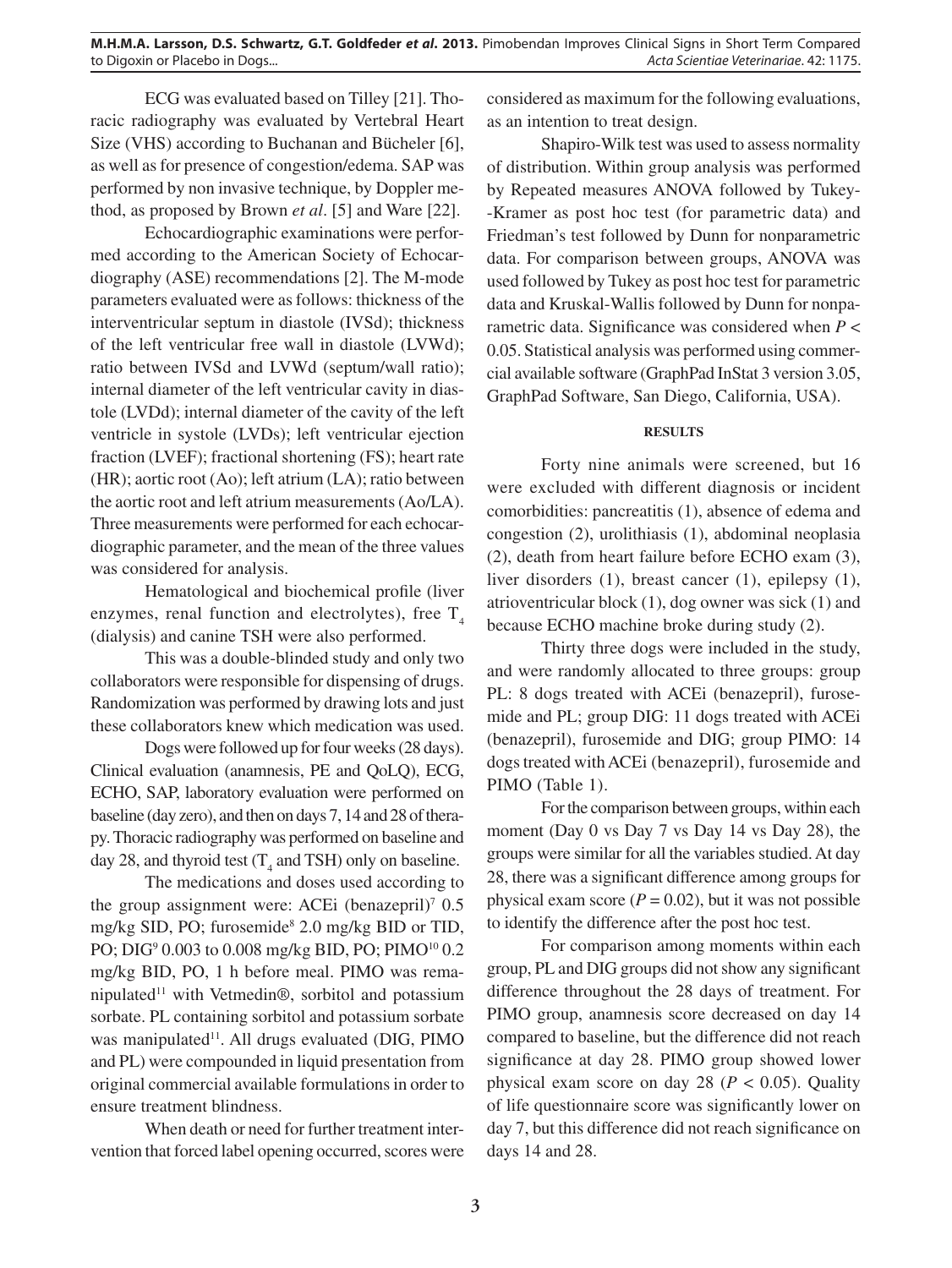ECG was evaluated based on Tilley [21]. Thoracic radiography was evaluated by Vertebral Heart Size (VHS) according to Buchanan and Bücheler [6], as well as for presence of congestion/edema. SAP was performed by non invasive technique, by Doppler method, as proposed by Brown *et al*. [5] and Ware [22].

Echocardiographic examinations were performed according to the American Society of Echocardiography (ASE) recommendations [2]. The M-mode parameters evaluated were as follows: thickness of the interventricular septum in diastole (IVSd); thickness of the left ventricular free wall in diastole (LVWd); ratio between IVSd and LVWd (septum/wall ratio); internal diameter of the left ventricular cavity in diastole (LVDd); internal diameter of the cavity of the left ventricle in systole (LVDs); left ventricular ejection fraction (LVEF); fractional shortening (FS); heart rate (HR); aortic root (Ao); left atrium (LA); ratio between the aortic root and left atrium measurements (Ao/LA). Three measurements were performed for each echocardiographic parameter, and the mean of the three values was considered for analysis.

Hematological and biochemical profile (liver enzymes, renal function and electrolytes), free $T_4$ (dialysis) and canine TSH were also performed.

This was a double-blinded study and only two collaborators were responsible for dispensing of drugs. Randomization was performed by drawing lots and just these collaborators knew which medication was used.

Dogs were followed up for four weeks (28 days). Clinical evaluation (anamnesis, PE and QoLQ), ECG, ECHO, SAP, laboratory evaluation were performed on baseline (day zero), and then on days 7, 14 and 28 of therapy. Thoracic radiography was performed on baseline and day 28, and thyroid test ($T_4$ and TSH) only on baseline.

The medications and doses used according to the group assignment were: ACEi (benazepril)[7] 0.5 mg/kg SID, PO; furosemide[8] 2.0 mg/kg BID or TID, PO; DIG[9] 0.003 to 0.008 mg/kg BID, PO; PIMO[10] 0.2 mg/kg BID, PO, 1 h before meal. PIMO was remanipulated[11] with Vetmedin®, sorbitol and potassium sorbate. PL containing sorbitol and potassium sorbate was manipulated[11]. All drugs evaluated (DIG, PIMO and PL) were compounded in liquid presentation from original commercial available formulations in order to ensure treatment blindness.

When death or need for further treatment intervention that forced label opening occurred, scores were considered as maximum for the following evaluations, as an intention to treat design.

Shapiro-Wilk test was used to assess normality of distribution. Within group analysis was performed by Repeated measures ANOVA followed by Tukey-Kramer as post hoc test (for parametric data) and Friedman's test followed by Dunn for nonparametric data. For comparison between groups, ANOVA was used followed by Tukey as post hoc test for parametric data and Kruskal-Wallis followed by Dunn for nonparametric data. Significance was considered when $P < 0.05$. Statistical analysis was performed using commercial available software (GraphPad InStat 3 version 3.05, GraphPad Software, San Diego, California, USA).

## RESULTS

Forty nine animals were screened, but 16 were excluded with different diagnosis or incident comorbidities: pancreatitis (1), absence of edema and congestion (2), urolithiasis (1), abdominal neoplasia (2), death from heart failure before ECHO exam (3), liver disorders (1), breast cancer (1), epilepsy (1), atrioventricular block (1), dog owner was sick (1) and because ECHO machine broke during study (2).

Thirty three dogs were included in the study, and were randomly allocated to three groups: group PL: 8 dogs treated with ACEi (benazepril), furosemide and PL; group DIG: 11 dogs treated with ACEi (benazepril), furosemide and DIG; group PIMO: 14 dogs treated with ACEi (benazepril), furosemide and PIMO (Table 1).

For the comparison between groups, within each moment (Day 0 vs Day 7 vs Day 14 vs Day 28), the groups were similar for all the variables studied. At day 28, there was a significant difference among groups for physical exam score ($P = 0.02$), but it was not possible to identify the difference after the post hoc test.

For comparison among moments within each group, PL and DIG groups did not show any significant difference throughout the 28 days of treatment. For PIMO group, anamnesis score decreased on day 14 compared to baseline, but the difference did not reach significance at day 28. PIMO group showed lower physical exam score on day 28 ($P < 0.05$). Quality of life questionnaire score was significantly lower on day 7, but this difference did not reach significance on days 14 and 28.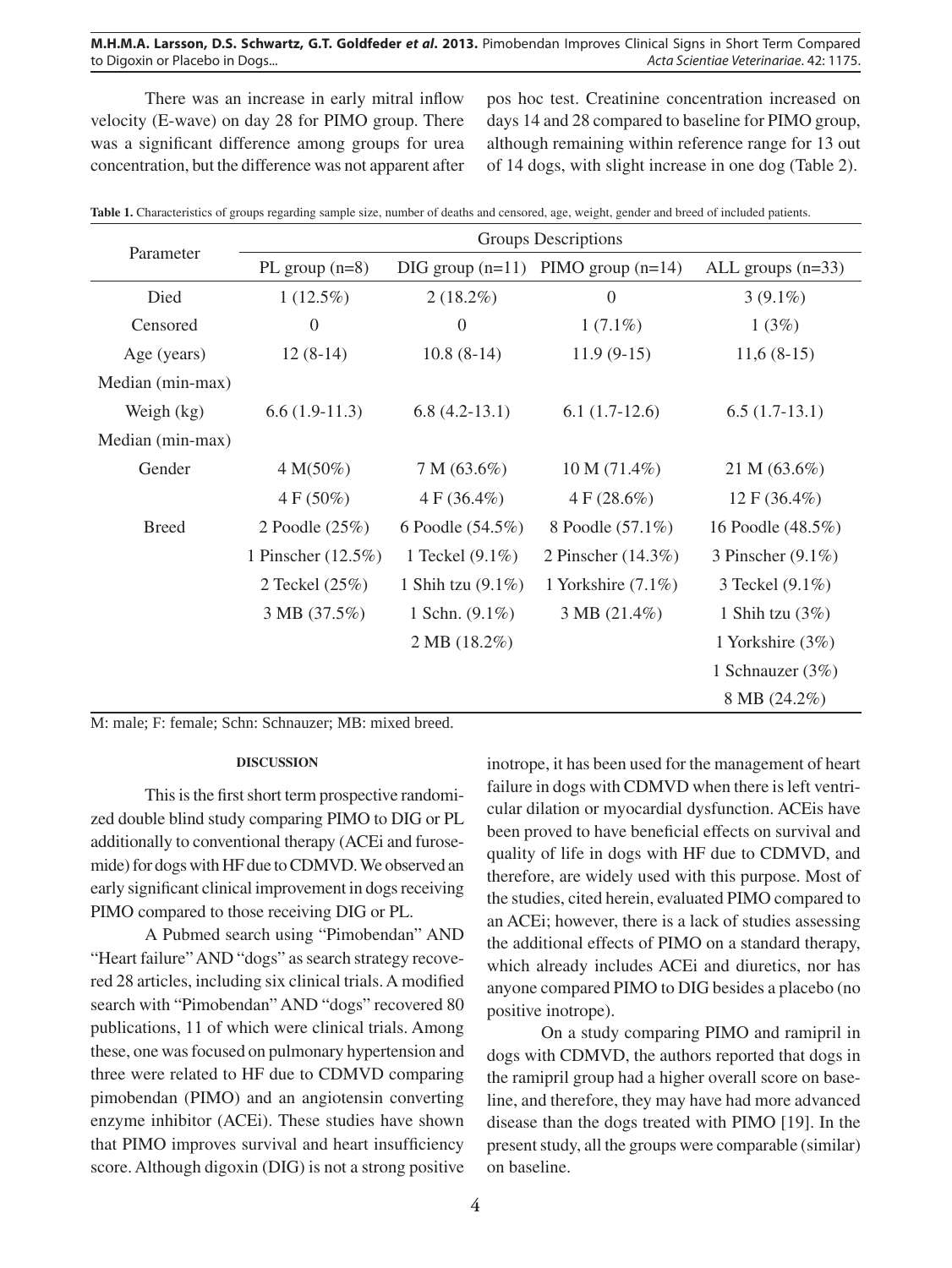There was an increase in early mitral inflow velocity (E-wave) on day 28 for PIMO group. There was a significant difference among groups for urea concentration, but the difference was not apparent after pos hoc test. Creatinine concentration increased on days 14 and 28 compared to baseline for PIMO group, although remaining within reference range for 13 out of 14 dogs, with slight increase in one dog (Table 2).

**Table 1.** Characteristics of groups regarding sample size, number of deaths and censored, age, weight, gender and breed of included patients.

| Parameter | Groups Descriptions | | | |
|---|---|---|---|---|
| | PL group (n=8) | DIG group (n=11) | PIMO group (n=14) | ALL groups (n=33) |
| Died | 1 (12.5%) | 2 (18.2%) | 0 | 3 (9.1%) |
| Censored | 0 | 0 | 1 (7.1%) | 1 (3%) |
| Age (years) Median (min-max) | 12 (8-14) | 10.8 (8-14) | 11.9 (9-15) | 11,6 (8-15) |
| Weigh (kg) Median (min-max) | 6.6 (1.9-11.3) | 6.8 (4.2-13.1) | 6.1 (1.7-12.6) | 6.5 (1.7-13.1) |
| Gender | 4 M(50%) | 7 M (63.6%) | 10 M (71.4%) | 21 M (63.6%) |
| | 4 F (50%) | 4 F (36.4%) | 4 F (28.6%) | 12 F (36.4%) |
| Breed | 2 Poodle (25%) | 6 Poodle (54.5%) | 8 Poodle (57.1%) | 16 Poodle (48.5%) |
| | 1 Pinscher (12.5%) | 1 Teckel (9.1%) | 2 Pinscher (14.3%) | 3 Pinscher (9.1%) |
| | 2 Teckel (25%) | 1 Shih tzu (9.1%) | 1 Yorkshire (7.1%) | 3 Teckel (9.1%) |
| | 3 MB (37.5%) | 1 Schn. (9.1%) | 3 MB (21.4%) | 1 Shih tzu (3%) |
| | | 2 MB (18.2%) | | 1 Yorkshire (3%) |
| | | | | 1 Schnauzer (3%) |
| | | | | 8 MB (24.2%) |

M: male; F: female; Schn: Schnauzer; MB: mixed breed.

## DISCUSSION

This is the first short term prospective randomized double blind study comparing PIMO to DIG or PL additionally to conventional therapy (ACEi and furosemide) for dogs with HF due to CDMVD. We observed an early significant clinical improvement in dogs receiving PIMO compared to those receiving DIG or PL.

A Pubmed search using "Pimobendan" AND "Heart failure" AND "dogs" as search strategy recovered 28 articles, including six clinical trials. A modified search with "Pimobendan" AND "dogs" recovered 80 publications, 11 of which were clinical trials. Among these, one was focused on pulmonary hypertension and three were related to HF due to CDMVD comparing pimobendan (PIMO) and an angiotensin converting enzyme inhibitor (ACEi). These studies have shown that PIMO improves survival and heart insufficiency score. Although digoxin (DIG) is not a strong positive inotrope, it has been used for the management of heart failure in dogs with CDMVD when there is left ventricular dilation or myocardial dysfunction. ACEis have been proved to have beneficial effects on survival and quality of life in dogs with HF due to CDMVD, and therefore, are widely used with this purpose. Most of the studies, cited herein, evaluated PIMO compared to an ACEi; however, there is a lack of studies assessing the additional effects of PIMO on a standard therapy, which already includes ACEi and diuretics, nor has anyone compared PIMO to DIG besides a placebo (no positive inotrope).

On a study comparing PIMO and ramipril in dogs with CDMVD, the authors reported that dogs in the ramipril group had a higher overall score on baseline, and therefore, they may have had more advanced disease than the dogs treated with PIMO [19]. In the present study, all the groups were comparable (similar) on baseline.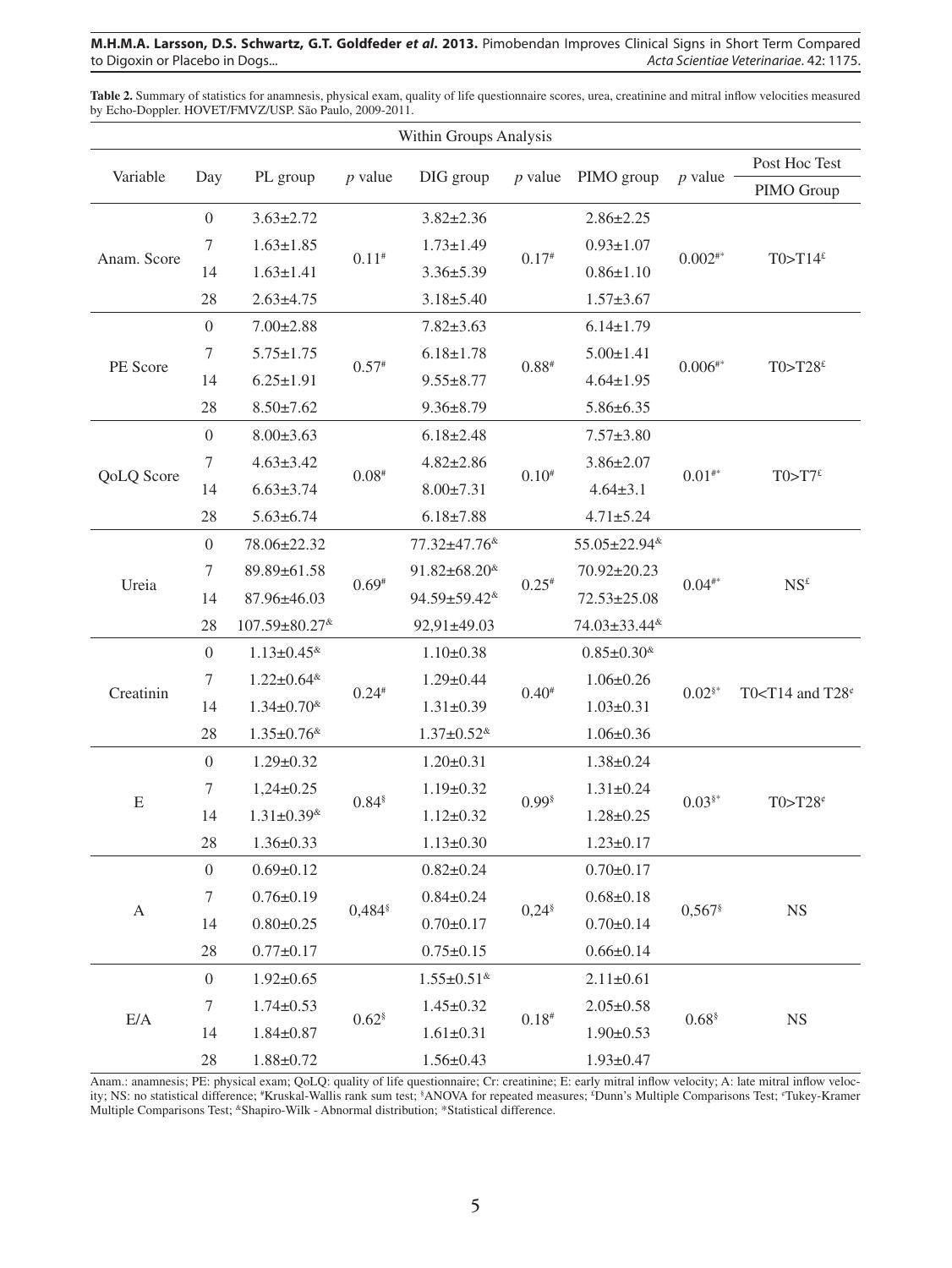**Table 2.** Summary of statistics for anamnesis, physical exam, quality of life questionnaire scores, urea, creatinine and mitral inflow velocities measured by Echo-Doppler. HOVET/FMVZ/USP. São Paulo, 2009-2011.

| Within Groups Analysis | | | | | | | | |
|---|---|---|---|---|---|---|---|---|
| Variable | Day | PL group | *p* value | DIG group | *p* value | PIMO group | *p* value | Post Hoc Test |
| | | | | | | | | PIMO Group |
| Anam. Score | 0 | 3.63±2.72 | 0.11[#] | 3.82±2.36 | 0.17[#] | 2.86±2.25 | 0.002[#*] | T0>T14[£] |
| | 7 | 1.63±1.85 | | 1.73±1.49 | | 0.93±1.07 | | |
| | 14 | 1.63±1.41 | | 3.36±5.39 | | 0.86±1.10 | | |
| | 28 | 2.63±4.75 | | 3.18±5.40 | | 1.57±3.67 | | |
| PE Score | 0 | 7.00±2.88 | 0.57[#] | 7.82±3.63 | 0.88[#] | 6.14±1.79 | 0.006[#*] | T0>T28[£] |
| | 7 | 5.75±1.75 | | 6.18±1.78 | | 5.00±1.41 | | |
| | 14 | 6.25±1.91 | | 9.55±8.77 | | 4.64±1.95 | | |
| | 28 | 8.50±7.62 | | 9.36±8.79 | | 5.86±6.35 | | |
| QoLQ Score | 0 | 8.00±3.63 | 0.08[#] | 6.18±2.48 | 0.10[#] | 7.57±3.80 | 0.01[#*] | T0>T7[£] |
| | 7 | 4.63±3.42 | | 4.82±2.86 | | 3.86±2.07 | | |
| | 14 | 6.63±3.74 | | 8.00±7.31 | | 4.64±3.1 | | |
| | 28 | 5.63±6.74 | | 6.18±7.88 | | 4.71±5.24 | | |
| Ureia | 0 | 78.06±22.32 | 0.69[#] | 77.32±47.76[&] | 0.25[#] | 55.05±22.94[&] | 0.04[#*] | NS[£] |
| | 7 | 89.89±61.58 | | 91.82±68.20[&] | | 70.92±20.23 | | |
| | 14 | 87.96±46.03 | | 94.59±59.42[&] | | 72.53±25.08 | | |
| | 28 | 107.59±80.27[&] | | 92,91±49.03 | | 74.03±33.44[&] | | |
| Creatinin | 0 | 1.13±0.45[&] | 0.24[#] | 1.10±0.38 | 0.40[#] | 0.85±0.30[&] | 0.02[§*] | T0<T14 and T28[¢] |
| | 7 | 1.22±0.64[&] | | 1.29±0.44 | | 1.06±0.26 | | |
| | 14 | 1.34±0.70[&] | | 1.31±0.39 | | 1.03±0.31 | | |
| | 28 | 1.35±0.76[&] | | 1.37±0.52[&] | | 1.06±0.36 | | |
| E | 0 | 1.29±0.32 | 0.84[§] | 1.20±0.31 | 0.99[§] | 1.38±0.24 | 0.03[§*] | T0>T28[¢] |
| | 7 | 1,24±0.25 | | 1.19±0.32 | | 1.31±0.24 | | |
| | 14 | 1.31±0.39[&] | | 1.12±0.32 | | 1.28±0.25 | | |
| | 28 | 1.36±0.33 | | 1.13±0.30 | | 1.23±0.17 | | |
| A | 0 | 0.69±0.12 | 0,484[§] | 0.82±0.24 | 0,24[§] | 0.70±0.17 | 0,567[§] | NS |
| | 7 | 0.76±0.19 | | 0.84±0.24 | | 0.68±0.18 | | |
| | 14 | 0.80±0.25 | | 0.70±0.17 | | 0.70±0.14 | | |
| | 28 | 0.77±0.17 | | 0.75±0.15 | | 0.66±0.14 | | |
| E/A | 0 | 1.92±0.65 | 0.62[§] | 1.55±0.51[&] | 0.18[#] | 2.11±0.61 | 0.68[§] | NS |
| | 7 | 1.74±0.53 | | 1.45±0.32 | | 2.05±0.58 | | |
| | 14 | 1.84±0.87 | | 1.61±0.31 | | 1.90±0.53 | | |
| | 28 | 1.88±0.72 | | 1.56±0.43 | | 1.93±0.47 | | |

Anam.: anamnesis; PE: physical exam; QoLQ: quality of life questionnaire; Cr: creatinine; E: early mitral inflow velocity; A: late mitral inflow velocity; NS: no statistical difference; [#]Kruskal-Wallis rank sum test; [§]ANOVA for repeated measures; [£]Dunn's Multiple Comparisons Test; [¢]Tukey-Kramer Multiple Comparisons Test; [&]Shapiro-Wilk - Abnormal distribution; *Statistical difference.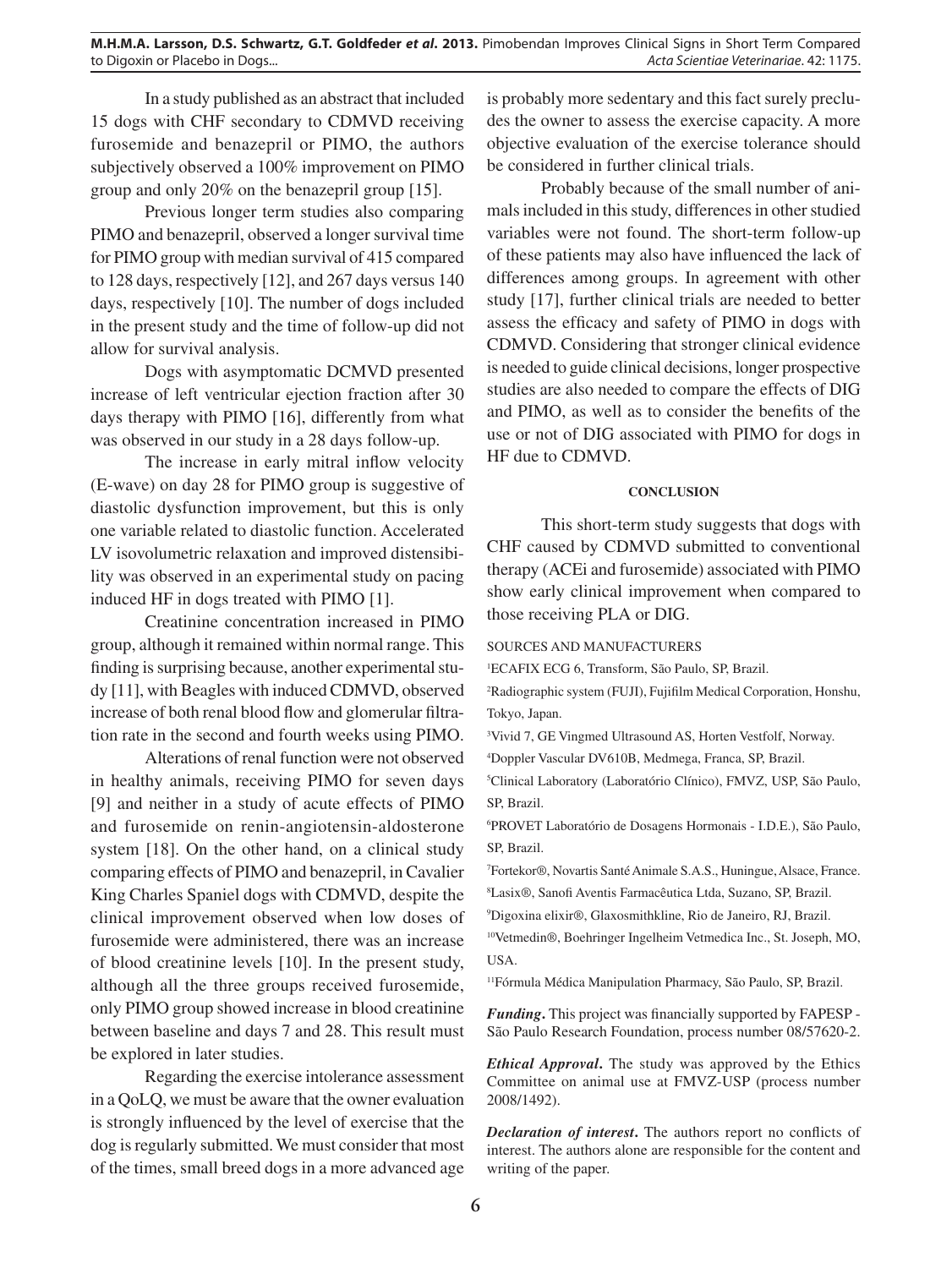In a study published as an abstract that included 15 dogs with CHF secondary to CDMVD receiving furosemide and benazepril or PIMO, the authors subjectively observed a 100% improvement on PIMO group and only 20% on the benazepril group [15].

Previous longer term studies also comparing PIMO and benazepril, observed a longer survival time for PIMO group with median survival of 415 compared to 128 days, respectively [12], and 267 days versus 140 days, respectively [10]. The number of dogs included in the present study and the time of follow-up did not allow for survival analysis.

Dogs with asymptomatic DCMVD presented increase of left ventricular ejection fraction after 30 days therapy with PIMO [16], differently from what was observed in our study in a 28 days follow-up.

The increase in early mitral inflow velocity (E-wave) on day 28 for PIMO group is suggestive of diastolic dysfunction improvement, but this is only one variable related to diastolic function. Accelerated LV isovolumetric relaxation and improved distensibility was observed in an experimental study on pacing induced HF in dogs treated with PIMO [1].

Creatinine concentration increased in PIMO group, although it remained within normal range. This finding is surprising because, another experimental study [11], with Beagles with induced CDMVD, observed increase of both renal blood flow and glomerular filtration rate in the second and fourth weeks using PIMO.

Alterations of renal function were not observed in healthy animals, receiving PIMO for seven days [9] and neither in a study of acute effects of PIMO and furosemide on renin-angiotensin-aldosterone system [18]. On the other hand, on a clinical study comparing effects of PIMO and benazepril, in Cavalier King Charles Spaniel dogs with CDMVD, despite the clinical improvement observed when low doses of furosemide were administered, there was an increase of blood creatinine levels [10]. In the present study, although all the three groups received furosemide, only PIMO group showed increase in blood creatinine between baseline and days 7 and 28. This result must be explored in later studies.

Regarding the exercise intolerance assessment in a QoLQ, we must be aware that the owner evaluation is strongly influenced by the level of exercise that the dog is regularly submitted. We must consider that most of the times, small breed dogs in a more advanced age is probably more sedentary and this fact surely precludes the owner to assess the exercise capacity. A more objective evaluation of the exercise tolerance should be considered in further clinical trials.

Probably because of the small number of animals included in this study, differences in other studied variables were not found. The short-term follow-up of these patients may also have influenced the lack of differences among groups. In agreement with other study [17], further clinical trials are needed to better assess the efficacy and safety of PIMO in dogs with CDMVD. Considering that stronger clinical evidence is needed to guide clinical decisions, longer prospective studies are also needed to compare the effects of DIG and PIMO, as well as to consider the benefits of the use or not of DIG associated with PIMO for dogs in HF due to CDMVD.

## CONCLUSION

This short-term study suggests that dogs with CHF caused by CDMVD submitted to conventional therapy (ACEi and furosemide) associated with PIMO show early clinical improvement when compared to those receiving PLA or DIG.

SOURCES AND MANUFACTURERS

[1]ECAFIX ECG 6, Transform, São Paulo, SP, Brazil.

[2]Radiographic system (FUJI), Fujifilm Medical Corporation, Honshu, Tokyo, Japan.

[3]Vivid 7, GE Vingmed Ultrasound AS, Horten Vestfolf, Norway.

[4]Doppler Vascular DV610B, Medmega, Franca, SP, Brazil.

[5]Clinical Laboratory (Laboratório Clínico), FMVZ, USP, São Paulo, SP, Brazil.

[6]PROVET Laboratório de Dosagens Hormonais - I.D.E.), São Paulo, SP, Brazil.

[7]Fortekor®, Novartis Santé Animale S.A.S., Huningue, Alsace, France.

[8]Lasix®, Sanofi Aventis Farmacêutica Ltda, Suzano, SP, Brazil.

[9]Digoxina elixir®, Glaxosmithkline, Rio de Janeiro, RJ, Brazil.

[10]Vetmedin®, Boehringer Ingelheim Vetmedica Inc., St. Joseph, MO, USA.

[11]Fórmula Médica Manipulation Pharmacy, São Paulo, SP, Brazil.

***Funding*.** This project was financially supported by FAPESP - São Paulo Research Foundation, process number 08/57620-2.

***Ethical Approval*.** The study was approved by the Ethics Committee on animal use at FMVZ-USP (process number 2008/1492).

***Declaration of interest*.** The authors report no conflicts of interest. The authors alone are responsible for the content and writing of the paper.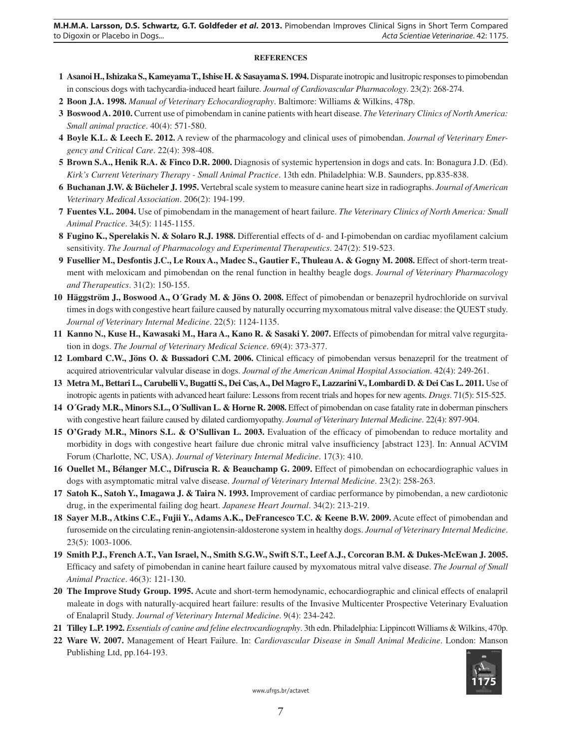**REFERENCES**

**1 Asanoi H., Ishizaka S., Kameyama T., Ishise H. & Sasayama S. 1994.** Disparate inotropic and lusitropic responses to pimobendan in conscious dogs with tachycardia-induced heart failure. *Journal of Cardiovascular Pharmacology*. 23(2): 268-274.

**2 Boon J.A. 1998.** *Manual of Veterinary Echocardiography*. Baltimore: Williams & Wilkins, 478p.

**3 Boswood A. 2010.** Current use of pimobendam in canine patients with heart disease. *The Veterinary Clinics of North America: Small animal practice*. 40(4): 571-580.

**4 Boyle K.L. & Leech E. 2012.** A review of the pharmacology and clinical uses of pimobendan. *Journal of Veterinary Emergency and Critical Care*. 22(4): 398-408.

**5 Brown S.A., Henik R.A. & Finco D.R. 2000.** Diagnosis of systemic hypertension in dogs and cats. In: Bonagura J.D. (Ed). *Kirk's Current Veterinary Therapy - Small Animal Practice*. 13th edn. Philadelphia: W.B. Saunders, pp.835-838.

**6 Buchanan J.W. & Bücheler J. 1995.** Vertebral scale system to measure canine heart size in radiographs. *Journal of American Veterinary Medical Association*. 206(2): 194-199.

**7 Fuentes V.L. 2004.** Use of pimobendam in the management of heart failure. *The Veterinary Clinics of North America: Small Animal Practice*. 34(5): 1145-1155.

**8 Fugino K., Sperelakis N. & Solaro R.J. 1988.** Differential effects of d- and I-pimobendan on cardiac myofilament calcium sensitivity. *The Journal of Pharmacology and Experimental Therapeutics*. 247(2): 519-523.

**9 Fusellier M., Desfontis J.C., Le Roux A., Madec S., Gautier F., Thuleau A. & Gogny M. 2008.** Effect of short-term treatment with meloxicam and pimobendan on the renal function in healthy beagle dogs. *Journal of Veterinary Pharmacology and Therapeutics*. 31(2): 150-155.

**10 Häggström J., Boswood A., O´Grady M. & Jöns O. 2008.** Effect of pimobendan or benazepril hydrochloride on survival times in dogs with congestive heart failure caused by naturally occurring myxomatous mitral valve disease: the QUEST study. *Journal of Veterinary Internal Medicine*. 22(5): 1124-1135.

**11 Kanno N., Kuse H., Kawasaki M., Hara A., Kano R. & Sasaki Y. 2007.** Effects of pimobendan for mitral valve regurgitation in dogs. *The Journal of Veterinary Medical Science*. 69(4): 373-377.

**12 Lombard C.W., Jöns O. & Bussadori C.M. 2006.** Clinical efficacy of pimobendan versus benazepril for the treatment of acquired atrioventricular valvular disease in dogs. *Journal of the American Animal Hospital Association*. 42(4): 249-261.

**13 Metra M., Bettari L., Carubelli V., Bugatti S., Dei Cas, A., Del Magro F., Lazzarini V., Lombardi D. & Dei Cas L. 2011.** Use of inotropic agents in patients with advanced heart failure: Lessons from recent trials and hopes for new agents. *Drugs*. 71(5): 515-525.

**14 O´Grady M.R., Minors S.L., O´Sullivan L. & Horne R. 2008.** Effect of pimobendan on case fatality rate in doberman pinschers with congestive heart failure caused by dilated cardiomyopathy. *Journal of Veterinary Internal Medicine*. 22(4): 897-904.

**15 O'Grady M.R., Minors S.L. & O'Sullivan L. 2003.** Evaluation of the efficacy of pimobendan to reduce mortality and morbidity in dogs with congestive heart failure due chronic mitral valve insufficiency [abstract 123]. In: Annual ACVIM Forum (Charlotte, NC, USA). *Journal of Veterinary Internal Medicine*. 17(3): 410.

**16 Ouellet M., Bélanger M.C., Difruscia R. & Beauchamp G. 2009.** Effect of pimobendan on echocardiographic values in dogs with asymptomatic mitral valve disease. *Journal of Veterinary Internal Medicine*. 23(2): 258-263.

**17 Satoh K., Satoh Y., Imagawa J. & Taira N. 1993.** Improvement of cardiac performance by pimobendan, a new cardiotonic drug, in the experimental failing dog heart. *Japanese Heart Journal*. 34(2): 213-219.

**18 Sayer M.B., Atkins C.E., Fujii Y., Adams A.K., DeFrancesco T.C. & Keene B.W. 2009.** Acute effect of pimobendan and furosemide on the circulating renin-angiotensin-aldosterone system in healthy dogs. *Journal of Veterinary Internal Medicine*. 23(5): 1003-1006.

**19 Smith P.J., French A.T., Van Israel, N., Smith S.G.W., Swift S.T., Leef A.J., Corcoran B.M. & Dukes-McEwan J. 2005.** Efficacy and safety of pimobendan in canine heart failure caused by myxomatous mitral valve disease. *The Journal of Small Animal Practice*. 46(3): 121-130.

**20 The Improve Study Group. 1995.** Acute and short-term hemodynamic, echocardiographic and clinical effects of enalapril maleate in dogs with naturally-acquired heart failure: results of the Invasive Multicenter Prospective Veterinary Evaluation of Enalapril Study. *Journal of Veterinary Internal Medicine*. 9(4): 234-242.

**21 Tilley L.P. 1992.** *Essentials of canine and feline electrocardiography*. 3th edn. Philadelphia: Lippincott Williams & Wilkins, 470p.

**22 Ware W. 2007.** Management of Heart Failure. In: *Cardiovascular Disease in Small Animal Medicine*. London: Manson Publishing Ltd, pp.164-193.